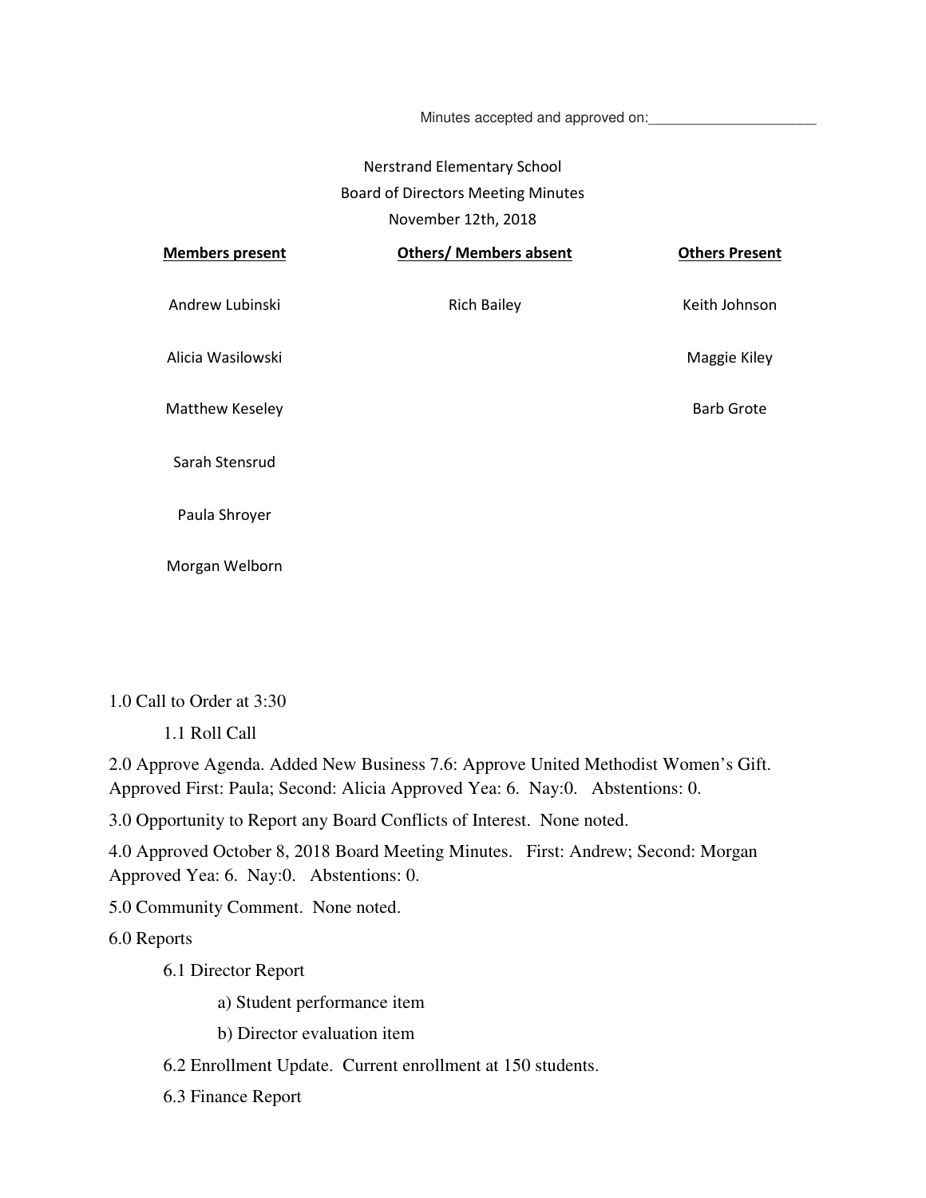Minutes accepted and approved on:______________________

Nerstrand Elementary School
Board of Directors Meeting Minutes
November 12th, 2018

| **Members present** | **Others/ Members absent** | **Others Present** |
| --- | --- | --- |
| Andrew Lubinski | Rich Bailey | Keith Johnson |
| Alicia Wasilowski | | Maggie Kiley |
| Matthew Keseley | | Barb Grote |
| Sarah Stensrud | | |
| Paula Shroyer | | |
| Morgan Welborn | | |

1.0 Call to Order at 3:30

  1.1 Roll Call

2.0 Approve Agenda. Added New Business 7.6: Approve United Methodist Women's Gift. Approved First: Paula; Second: Alicia Approved Yea: 6. Nay:0. Abstentions: 0.

3.0 Opportunity to Report any Board Conflicts of Interest. None noted.

4.0 Approved October 8, 2018 Board Meeting Minutes. First: Andrew; Second: Morgan Approved Yea: 6. Nay:0. Abstentions: 0.

5.0 Community Comment. None noted.

6.0 Reports

  6.1 Director Report

    a) Student performance item

    b) Director evaluation item

  6.2 Enrollment Update. Current enrollment at 150 students.

  6.3 Finance Report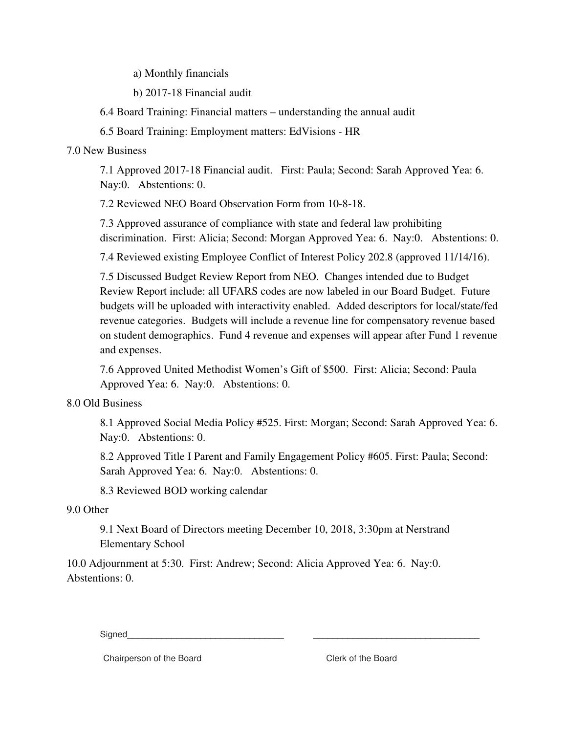a) Monthly financials

b) 2017-18 Financial audit

6.4 Board Training: Financial matters – understanding the annual audit

6.5 Board Training: Employment matters: EdVisions - HR

7.0 New Business

7.1 Approved 2017-18 Financial audit. First: Paula; Second: Sarah Approved Yea: 6. Nay:0. Abstentions: 0.

7.2 Reviewed NEO Board Observation Form from 10-8-18.

7.3 Approved assurance of compliance with state and federal law prohibiting discrimination. First: Alicia; Second: Morgan Approved Yea: 6. Nay:0. Abstentions: 0.

7.4 Reviewed existing Employee Conflict of Interest Policy 202.8 (approved 11/14/16).

7.5 Discussed Budget Review Report from NEO. Changes intended due to Budget Review Report include: all UFARS codes are now labeled in our Board Budget. Future budgets will be uploaded with interactivity enabled. Added descriptors for local/state/fed revenue categories. Budgets will include a revenue line for compensatory revenue based on student demographics. Fund 4 revenue and expenses will appear after Fund 1 revenue and expenses.

7.6 Approved United Methodist Women's Gift of $500. First: Alicia; Second: Paula Approved Yea: 6. Nay:0. Abstentions: 0.

8.0 Old Business

8.1 Approved Social Media Policy #525. First: Morgan; Second: Sarah Approved Yea: 6. Nay:0. Abstentions: 0.

8.2 Approved Title I Parent and Family Engagement Policy #605. First: Paula; Second: Sarah Approved Yea: 6. Nay:0. Abstentions: 0.

8.3 Reviewed BOD working calendar

9.0 Other

9.1 Next Board of Directors meeting December 10, 2018, 3:30pm at Nerstrand Elementary School

10.0 Adjournment at 5:30. First: Andrew; Second: Alicia Approved Yea: 6. Nay:0. Abstentions: 0.

Signed________________________________ ________________________________

Chairperson of the Board Clerk of the Board